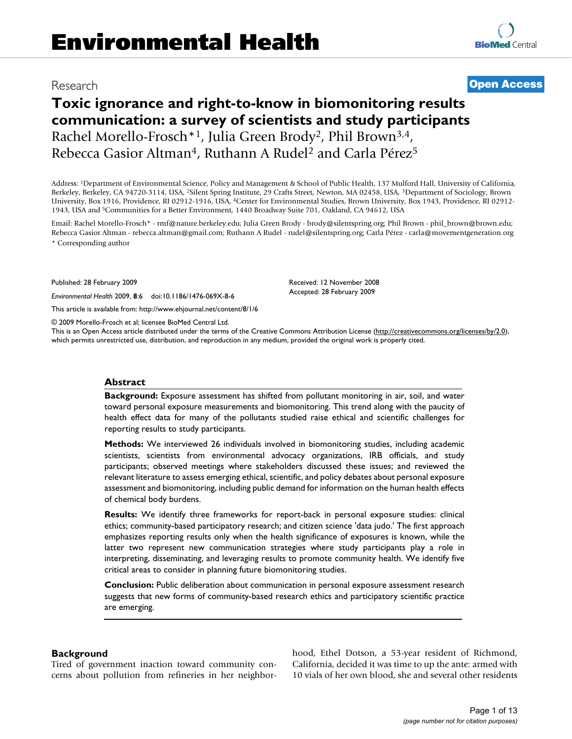# Environmental Health

Research

Open Access

# Toxic ignorance and right-to-know in biomonitoring results communication: a survey of scientists and study participants

Rachel Morello-Frosch*[1], Julia Green Brody[2], Phil Brown[3,4], Rebecca Gasior Altman[4], Ruthann A Rudel[2] and Carla Pérez[5]

Address: [1]Department of Environmental Science, Policy and Management & School of Public Health, 137 Mulford Hall, University of California, Berkeley, Berkeley, CA 94720-3114, USA, [2]Silent Spring Institute, 29 Crafts Street, Newton, MA 02458, USA, [3]Department of Sociology, Brown University, Box 1916, Providence, RI 02912-1916, USA, [4]Center for Environmental Studies, Brown University, Box 1943, Providence, RI 02912-1943, USA and [5]Communities for a Better Environment, 1440 Broadway Suite 701, Oakland, CA 94612, USA

Email: Rachel Morello-Frosch* - rmf@nature.berkeley.edu; Julia Green Brody - brody@silentspring.org; Phil Brown - phil_brown@brown.edu; Rebecca Gasior Altman - rebecca.altman@gmail.com; Ruthann A Rudel - rudel@silentspring.org; Carla Pérez - carla@movementgeneration.org

* Corresponding author

Published: 28 February 2009

*Environmental Health* 2009, **8**:6 doi:10.1186/1476-069X-8-6

Received: 12 November 2008

Accepted: 28 February 2009

This article is available from: http://www.ehjournal.net/content/8/1/6

© 2009 Morello-Frosch et al; licensee BioMed Central Ltd.

This is an Open Access article distributed under the terms of the Creative Commons Attribution License (http://creativecommons.org/licenses/by/2.0), which permits unrestricted use, distribution, and reproduction in any medium, provided the original work is properly cited.

## Abstract

**Background:** Exposure assessment has shifted from pollutant monitoring in air, soil, and water toward personal exposure measurements and biomonitoring. This trend along with the paucity of health effect data for many of the pollutants studied raise ethical and scientific challenges for reporting results to study participants.

**Methods:** We interviewed 26 individuals involved in biomonitoring studies, including academic scientists, scientists from environmental advocacy organizations, IRB officials, and study participants; observed meetings where stakeholders discussed these issues; and reviewed the relevant literature to assess emerging ethical, scientific, and policy debates about personal exposure assessment and biomonitoring, including public demand for information on the human health effects of chemical body burdens.

**Results:** We identify three frameworks for report-back in personal exposure studies: clinical ethics; community-based participatory research; and citizen science 'data judo.' The first approach emphasizes reporting results only when the health significance of exposures is known, while the latter two represent new communication strategies where study participants play a role in interpreting, disseminating, and leveraging results to promote community health. We identify five critical areas to consider in planning future biomonitoring studies.

**Conclusion:** Public deliberation about communication in personal exposure assessment research suggests that new forms of community-based research ethics and participatory scientific practice are emerging.

## Background

Tired of government inaction toward community concerns about pollution from refineries in her neighborhood, Ethel Dotson, a 53-year resident of Richmond, California, decided it was time to up the ante: armed with 10 vials of her own blood, she and several other residents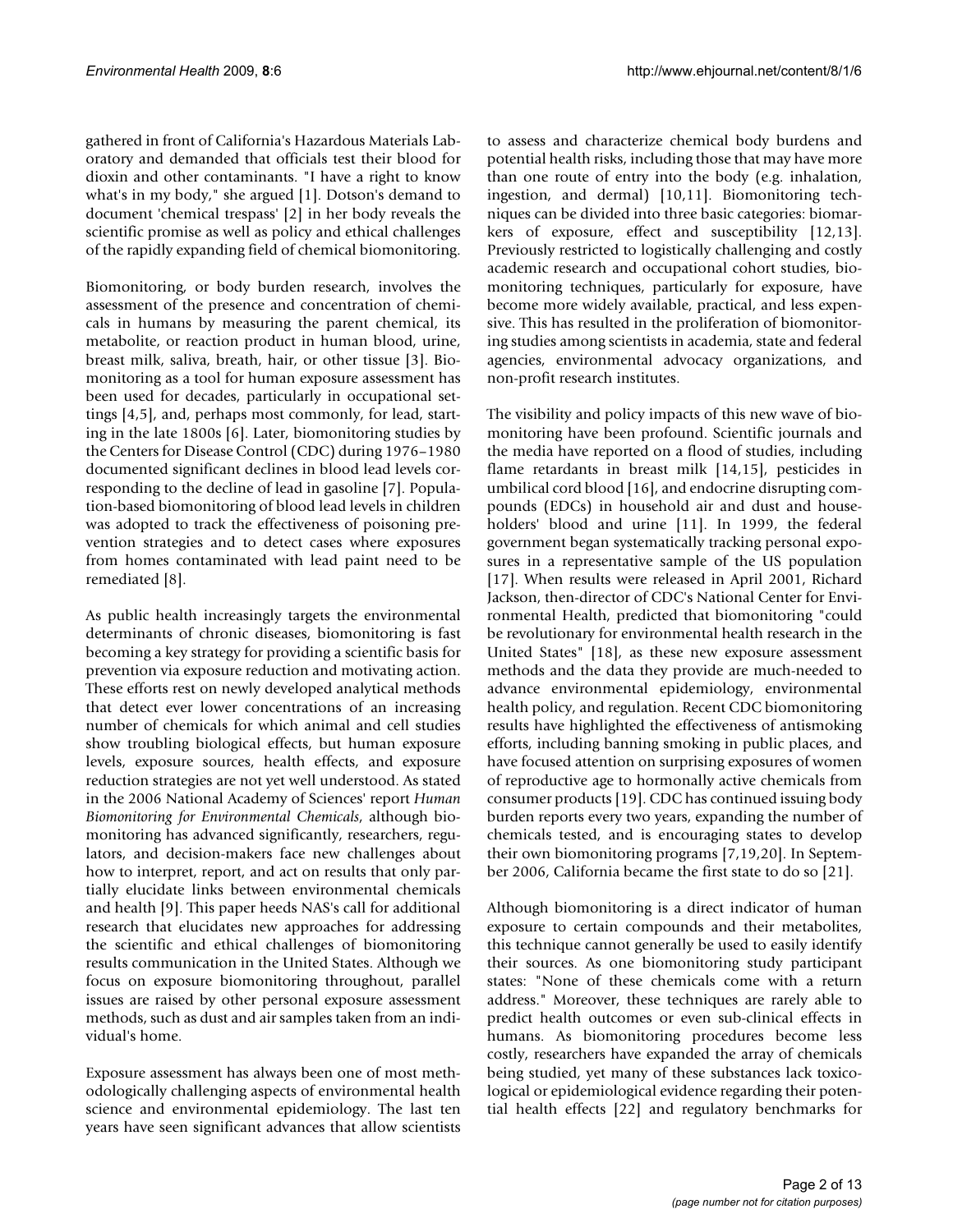gathered in front of California's Hazardous Materials Laboratory and demanded that officials test their blood for dioxin and other contaminants. "I have a right to know what's in my body," she argued [1]. Dotson's demand to document 'chemical trespass' [2] in her body reveals the scientific promise as well as policy and ethical challenges of the rapidly expanding field of chemical biomonitoring.

Biomonitoring, or body burden research, involves the assessment of the presence and concentration of chemicals in humans by measuring the parent chemical, its metabolite, or reaction product in human blood, urine, breast milk, saliva, breath, hair, or other tissue [3]. Biomonitoring as a tool for human exposure assessment has been used for decades, particularly in occupational settings [4,5], and, perhaps most commonly, for lead, starting in the late 1800s [6]. Later, biomonitoring studies by the Centers for Disease Control (CDC) during 1976–1980 documented significant declines in blood lead levels corresponding to the decline of lead in gasoline [7]. Population-based biomonitoring of blood lead levels in children was adopted to track the effectiveness of poisoning prevention strategies and to detect cases where exposures from homes contaminated with lead paint need to be remediated [8].

As public health increasingly targets the environmental determinants of chronic diseases, biomonitoring is fast becoming a key strategy for providing a scientific basis for prevention via exposure reduction and motivating action. These efforts rest on newly developed analytical methods that detect ever lower concentrations of an increasing number of chemicals for which animal and cell studies show troubling biological effects, but human exposure levels, exposure sources, health effects, and exposure reduction strategies are not yet well understood. As stated in the 2006 National Academy of Sciences' report *Human Biomonitoring for Environmental Chemicals*, although biomonitoring has advanced significantly, researchers, regulators, and decision-makers face new challenges about how to interpret, report, and act on results that only partially elucidate links between environmental chemicals and health [9]. This paper heeds NAS's call for additional research that elucidates new approaches for addressing the scientific and ethical challenges of biomonitoring results communication in the United States. Although we focus on exposure biomonitoring throughout, parallel issues are raised by other personal exposure assessment methods, such as dust and air samples taken from an individual's home.

Exposure assessment has always been one of most methodologically challenging aspects of environmental health science and environmental epidemiology. The last ten years have seen significant advances that allow scientists to assess and characterize chemical body burdens and potential health risks, including those that may have more than one route of entry into the body (e.g. inhalation, ingestion, and dermal) [10,11]. Biomonitoring techniques can be divided into three basic categories: biomarkers of exposure, effect and susceptibility [12,13]. Previously restricted to logistically challenging and costly academic research and occupational cohort studies, biomonitoring techniques, particularly for exposure, have become more widely available, practical, and less expensive. This has resulted in the proliferation of biomonitoring studies among scientists in academia, state and federal agencies, environmental advocacy organizations, and non-profit research institutes.

The visibility and policy impacts of this new wave of biomonitoring have been profound. Scientific journals and the media have reported on a flood of studies, including flame retardants in breast milk [14,15], pesticides in umbilical cord blood [16], and endocrine disrupting compounds (EDCs) in household air and dust and householders' blood and urine [11]. In 1999, the federal government began systematically tracking personal exposures in a representative sample of the US population [17]. When results were released in April 2001, Richard Jackson, then-director of CDC's National Center for Environmental Health, predicted that biomonitoring "could be revolutionary for environmental health research in the United States" [18], as these new exposure assessment methods and the data they provide are much-needed to advance environmental epidemiology, environmental health policy, and regulation. Recent CDC biomonitoring results have highlighted the effectiveness of antismoking efforts, including banning smoking in public places, and have focused attention on surprising exposures of women of reproductive age to hormonally active chemicals from consumer products [19]. CDC has continued issuing body burden reports every two years, expanding the number of chemicals tested, and is encouraging states to develop their own biomonitoring programs [7,19,20]. In September 2006, California became the first state to do so [21].

Although biomonitoring is a direct indicator of human exposure to certain compounds and their metabolites, this technique cannot generally be used to easily identify their sources. As one biomonitoring study participant states: "None of these chemicals come with a return address." Moreover, these techniques are rarely able to predict health outcomes or even sub-clinical effects in humans. As biomonitoring procedures become less costly, researchers have expanded the array of chemicals being studied, yet many of these substances lack toxicological or epidemiological evidence regarding their potential health effects [22] and regulatory benchmarks for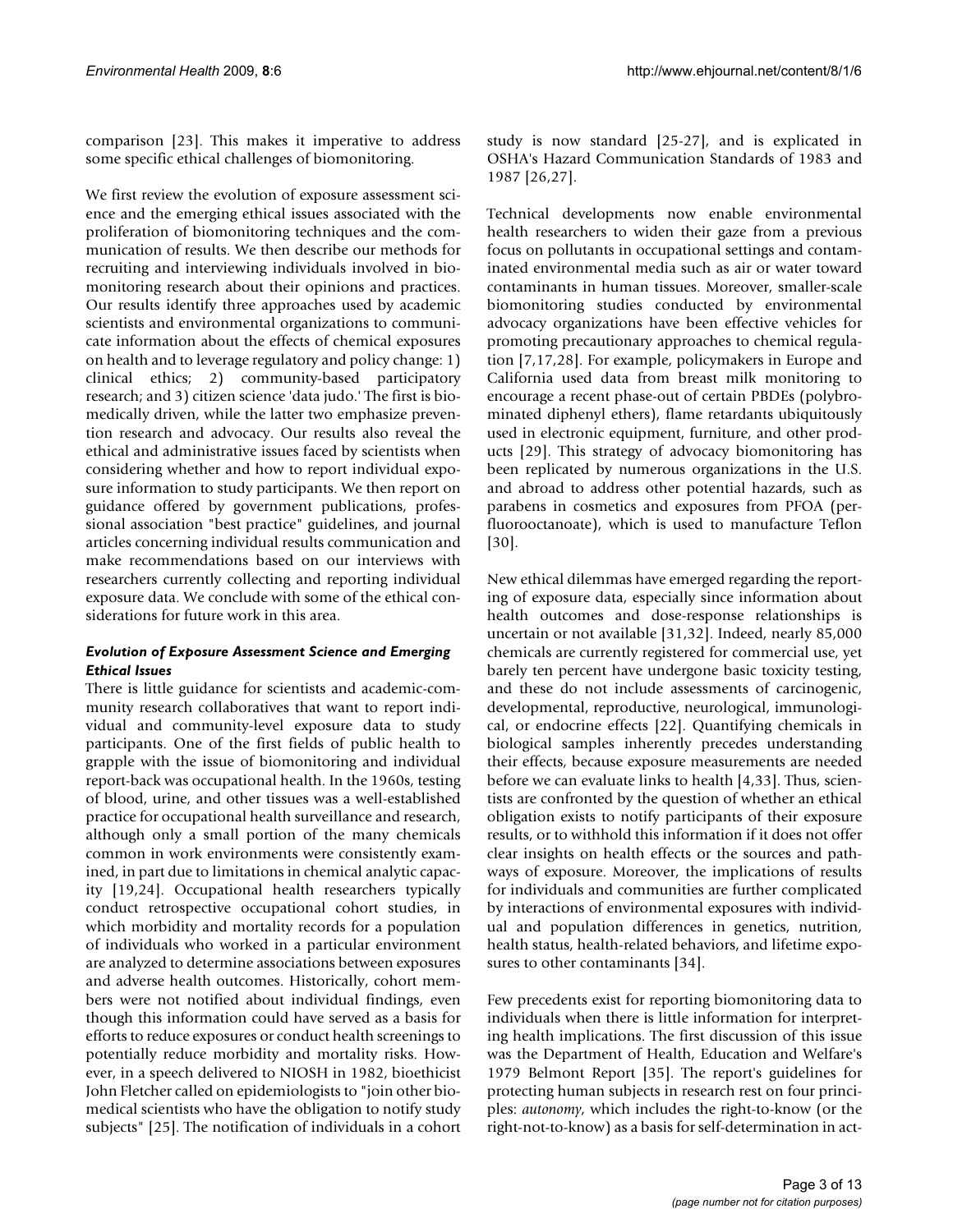comparison [23]. This makes it imperative to address some specific ethical challenges of biomonitoring.

We first review the evolution of exposure assessment science and the emerging ethical issues associated with the proliferation of biomonitoring techniques and the communication of results. We then describe our methods for recruiting and interviewing individuals involved in biomonitoring research about their opinions and practices. Our results identify three approaches used by academic scientists and environmental organizations to communicate information about the effects of chemical exposures on health and to leverage regulatory and policy change: 1) clinical ethics; 2) community-based participatory research; and 3) citizen science 'data judo.' The first is biomedically driven, while the latter two emphasize prevention research and advocacy. Our results also reveal the ethical and administrative issues faced by scientists when considering whether and how to report individual exposure information to study participants. We then report on guidance offered by government publications, professional association "best practice" guidelines, and journal articles concerning individual results communication and make recommendations based on our interviews with researchers currently collecting and reporting individual exposure data. We conclude with some of the ethical considerations for future work in this area.

### *Evolution of Exposure Assessment Science and Emerging Ethical Issues*

There is little guidance for scientists and academic-community research collaboratives that want to report individual and community-level exposure data to study participants. One of the first fields of public health to grapple with the issue of biomonitoring and individual report-back was occupational health. In the 1960s, testing of blood, urine, and other tissues was a well-established practice for occupational health surveillance and research, although only a small portion of the many chemicals common in work environments were consistently examined, in part due to limitations in chemical analytic capacity [19,24]. Occupational health researchers typically conduct retrospective occupational cohort studies, in which morbidity and mortality records for a population of individuals who worked in a particular environment are analyzed to determine associations between exposures and adverse health outcomes. Historically, cohort members were not notified about individual findings, even though this information could have served as a basis for efforts to reduce exposures or conduct health screenings to potentially reduce morbidity and mortality risks. However, in a speech delivered to NIOSH in 1982, bioethicist John Fletcher called on epidemiologists to "join other biomedical scientists who have the obligation to notify study subjects" [25]. The notification of individuals in a cohort study is now standard [25-27], and is explicated in OSHA's Hazard Communication Standards of 1983 and 1987 [26,27].

Technical developments now enable environmental health researchers to widen their gaze from a previous focus on pollutants in occupational settings and contaminated environmental media such as air or water toward contaminants in human tissues. Moreover, smaller-scale biomonitoring studies conducted by environmental advocacy organizations have been effective vehicles for promoting precautionary approaches to chemical regulation [7,17,28]. For example, policymakers in Europe and California used data from breast milk monitoring to encourage a recent phase-out of certain PBDEs (polybrominated diphenyl ethers), flame retardants ubiquitously used in electronic equipment, furniture, and other products [29]. This strategy of advocacy biomonitoring has been replicated by numerous organizations in the U.S. and abroad to address other potential hazards, such as parabens in cosmetics and exposures from PFOA (perfluorooctanoate), which is used to manufacture Teflon [30].

New ethical dilemmas have emerged regarding the reporting of exposure data, especially since information about health outcomes and dose-response relationships is uncertain or not available [31,32]. Indeed, nearly 85,000 chemicals are currently registered for commercial use, yet barely ten percent have undergone basic toxicity testing, and these do not include assessments of carcinogenic, developmental, reproductive, neurological, immunological, or endocrine effects [22]. Quantifying chemicals in biological samples inherently precedes understanding their effects, because exposure measurements are needed before we can evaluate links to health [4,33]. Thus, scientists are confronted by the question of whether an ethical obligation exists to notify participants of their exposure results, or to withhold this information if it does not offer clear insights on health effects or the sources and pathways of exposure. Moreover, the implications of results for individuals and communities are further complicated by interactions of environmental exposures with individual and population differences in genetics, nutrition, health status, health-related behaviors, and lifetime exposures to other contaminants [34].

Few precedents exist for reporting biomonitoring data to individuals when there is little information for interpreting health implications. The first discussion of this issue was the Department of Health, Education and Welfare's 1979 Belmont Report [35]. The report's guidelines for protecting human subjects in research rest on four principles: *autonomy*, which includes the right-to-know (or the right-not-to-know) as a basis for self-determination in act-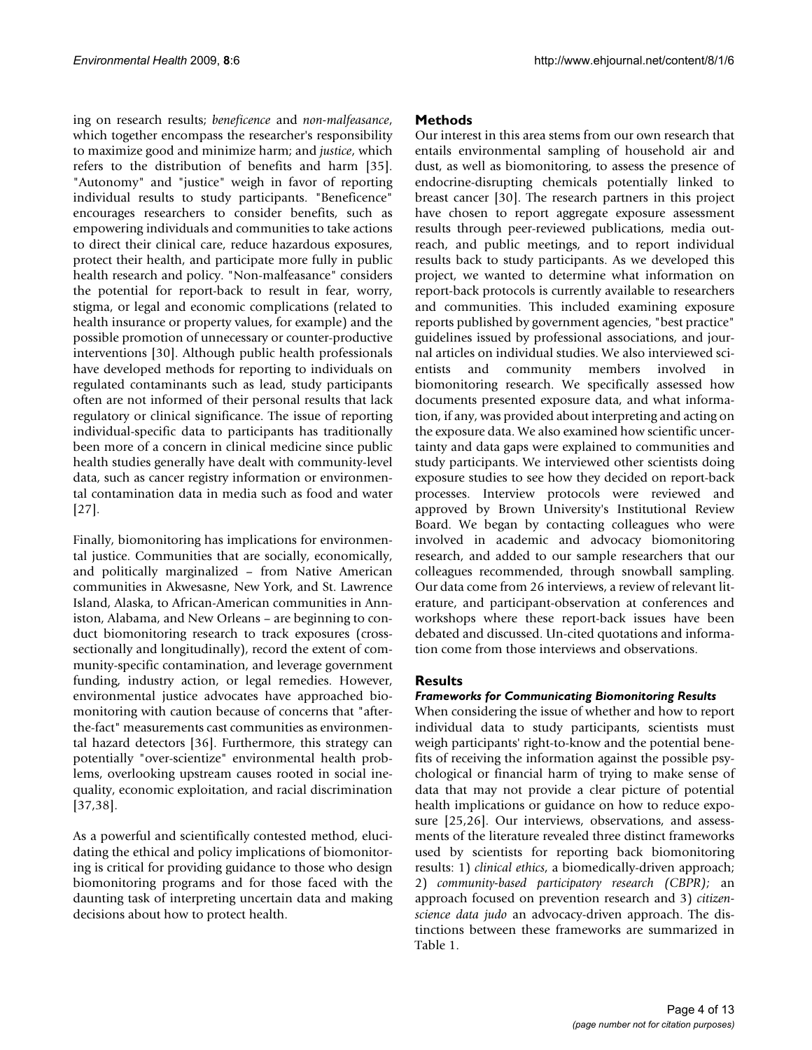ing on research results; *beneficence* and *non-malfeasance*, which together encompass the researcher's responsibility to maximize good and minimize harm; and *justice*, which refers to the distribution of benefits and harm [35]. "Autonomy" and "justice" weigh in favor of reporting individual results to study participants. "Beneficence" encourages researchers to consider benefits, such as empowering individuals and communities to take actions to direct their clinical care, reduce hazardous exposures, protect their health, and participate more fully in public health research and policy. "Non-malfeasance" considers the potential for report-back to result in fear, worry, stigma, or legal and economic complications (related to health insurance or property values, for example) and the possible promotion of unnecessary or counter-productive interventions [30]. Although public health professionals have developed methods for reporting to individuals on regulated contaminants such as lead, study participants often are not informed of their personal results that lack regulatory or clinical significance. The issue of reporting individual-specific data to participants has traditionally been more of a concern in clinical medicine since public health studies generally have dealt with community-level data, such as cancer registry information or environmental contamination data in media such as food and water [27].

Finally, biomonitoring has implications for environmental justice. Communities that are socially, economically, and politically marginalized – from Native American communities in Akwesasne, New York, and St. Lawrence Island, Alaska, to African-American communities in Anniston, Alabama, and New Orleans – are beginning to conduct biomonitoring research to track exposures (cross-sectionally and longitudinally), record the extent of community-specific contamination, and leverage government funding, industry action, or legal remedies. However, environmental justice advocates have approached biomonitoring with caution because of concerns that "after-the-fact" measurements cast communities as environmental hazard detectors [36]. Furthermore, this strategy can potentially "over-scientize" environmental health problems, overlooking upstream causes rooted in social inequality, economic exploitation, and racial discrimination [37,38].

As a powerful and scientifically contested method, elucidating the ethical and policy implications of biomonitoring is critical for providing guidance to those who design biomonitoring programs and for those faced with the daunting task of interpreting uncertain data and making decisions about how to protect health.

## Methods

Our interest in this area stems from our own research that entails environmental sampling of household air and dust, as well as biomonitoring, to assess the presence of endocrine-disrupting chemicals potentially linked to breast cancer [30]. The research partners in this project have chosen to report aggregate exposure assessment results through peer-reviewed publications, media outreach, and public meetings, and to report individual results back to study participants. As we developed this project, we wanted to determine what information on report-back protocols is currently available to researchers and communities. This included examining exposure reports published by government agencies, "best practice" guidelines issued by professional associations, and journal articles on individual studies. We also interviewed scientists and community members involved in biomonitoring research. We specifically assessed how documents presented exposure data, and what information, if any, was provided about interpreting and acting on the exposure data. We also examined how scientific uncertainty and data gaps were explained to communities and study participants. We interviewed other scientists doing exposure studies to see how they decided on report-back processes. Interview protocols were reviewed and approved by Brown University's Institutional Review Board. We began by contacting colleagues who were involved in academic and advocacy biomonitoring research, and added to our sample researchers that our colleagues recommended, through snowball sampling. Our data come from 26 interviews, a review of relevant literature, and participant-observation at conferences and workshops where these report-back issues have been debated and discussed. Un-cited quotations and information come from those interviews and observations.

## Results

### *Frameworks for Communicating Biomonitoring Results*

When considering the issue of whether and how to report individual data to study participants, scientists must weigh participants' right-to-know and the potential benefits of receiving the information against the possible psychological or financial harm of trying to make sense of data that may not provide a clear picture of potential health implications or guidance on how to reduce exposure [25,26]. Our interviews, observations, and assessments of the literature revealed three distinct frameworks used by scientists for reporting back biomonitoring results: 1) *clinical ethics*, a biomedically-driven approach; 2) *community-based participatory research (CBPR)*; an approach focused on prevention research and 3) *citizen-science data judo* an advocacy-driven approach. The distinctions between these frameworks are summarized in Table 1.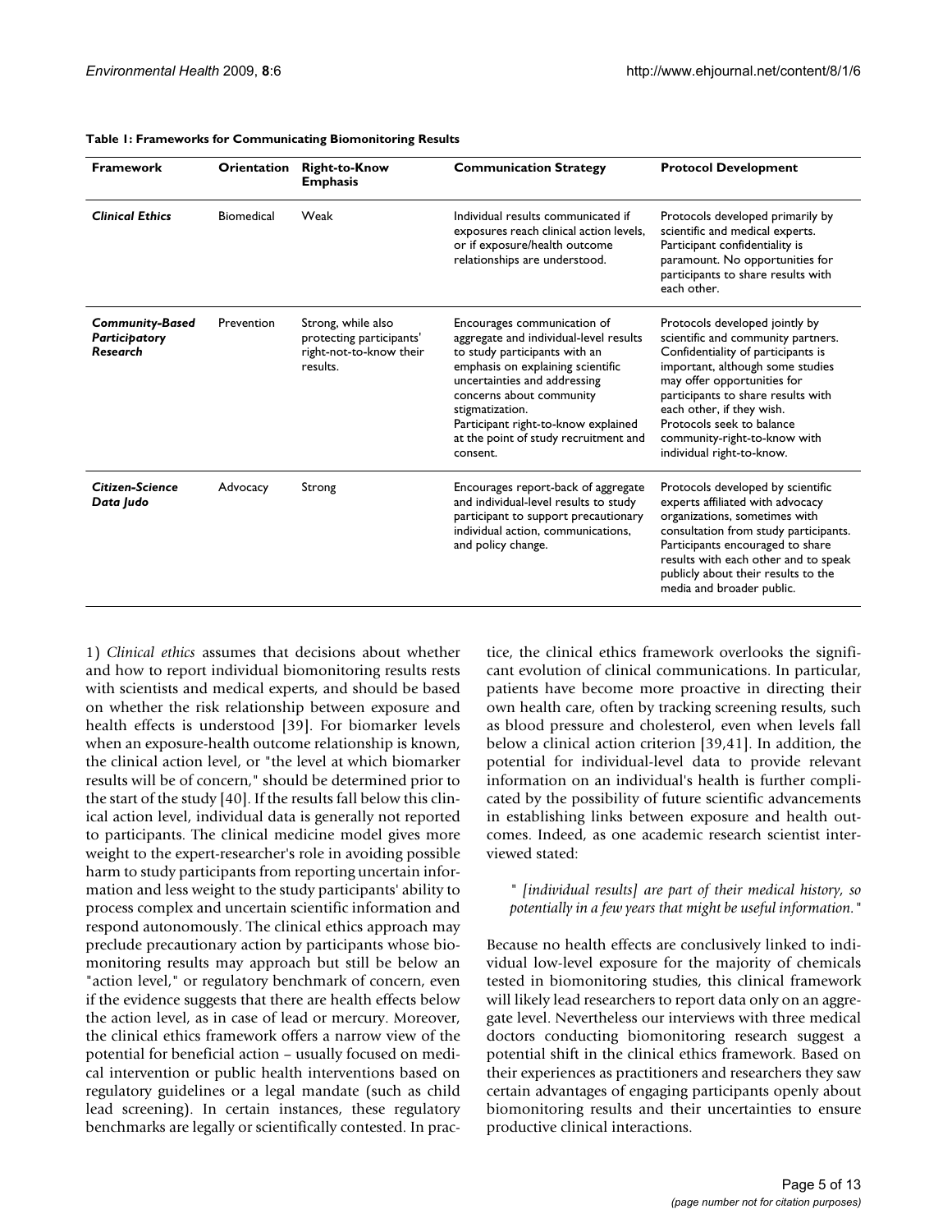**Table 1: Frameworks for Communicating Biomonitoring Results**

| Framework | Orientation | Right-to-Know Emphasis | Communication Strategy | Protocol Development |
|---|---|---|---|---|
| ***Clinical Ethics*** | Biomedical | Weak | Individual results communicated if exposures reach clinical action levels, or if exposure/health outcome relationships are understood. | Protocols developed primarily by scientific and medical experts. Participant confidentiality is paramount. No opportunities for participants to share results with each other. |
| ***Community-Based Participatory Research*** | Prevention | Strong, while also protecting participants' right-not-to-know their results. | Encourages communication of aggregate and individual-level results to study participants with an emphasis on explaining scientific uncertainties and addressing concerns about community stigmatization. Participant right-to-know explained at the point of study recruitment and consent. | Protocols developed jointly by scientific and community partners. Confidentiality of participants is important, although some studies may offer opportunities for participants to share results with each other, if they wish. Protocols seek to balance community-right-to-know with individual right-to-know. |
| ***Citizen-Science Data Judo*** | Advocacy | Strong | Encourages report-back of aggregate and individual-level results to study participant to support precautionary individual action, communications, and policy change. | Protocols developed by scientific experts affiliated with advocacy organizations, sometimes with consultation from study participants. Participants encouraged to share results with each other and to speak publicly about their results to the media and broader public. |

1) *Clinical ethics* assumes that decisions about whether and how to report individual biomonitoring results rests with scientists and medical experts, and should be based on whether the risk relationship between exposure and health effects is understood [39]. For biomarker levels when an exposure-health outcome relationship is known, the clinical action level, or "the level at which biomarker results will be of concern," should be determined prior to the start of the study [40]. If the results fall below this clinical action level, individual data is generally not reported to participants. The clinical medicine model gives more weight to the expert-researcher's role in avoiding possible harm to study participants from reporting uncertain information and less weight to the study participants' ability to process complex and uncertain scientific information and respond autonomously. The clinical ethics approach may preclude precautionary action by participants whose biomonitoring results may approach but still be below an "action level," or regulatory benchmark of concern, even if the evidence suggests that there are health effects below the action level, as in case of lead or mercury. Moreover, the clinical ethics framework offers a narrow view of the potential for beneficial action – usually focused on medical intervention or public health interventions based on regulatory guidelines or a legal mandate (such as child lead screening). In certain instances, these regulatory benchmarks are legally or scientifically contested. In practice, the clinical ethics framework overlooks the significant evolution of clinical communications. In particular, patients have become more proactive in directing their own health care, often by tracking screening results, such as blood pressure and cholesterol, even when levels fall below a clinical action criterion [39,41]. In addition, the potential for individual-level data to provide relevant information on an individual's health is further complicated by the possibility of future scientific advancements in establishing links between exposure and health outcomes. Indeed, as one academic research scientist interviewed stated:

> " *[individual results] are part of their medical history, so potentially in a few years that might be useful information.* "

Because no health effects are conclusively linked to individual low-level exposure for the majority of chemicals tested in biomonitoring studies, this clinical framework will likely lead researchers to report data only on an aggregate level. Nevertheless our interviews with three medical doctors conducting biomonitoring research suggest a potential shift in the clinical ethics framework. Based on their experiences as practitioners and researchers they saw certain advantages of engaging participants openly about biomonitoring results and their uncertainties to ensure productive clinical interactions.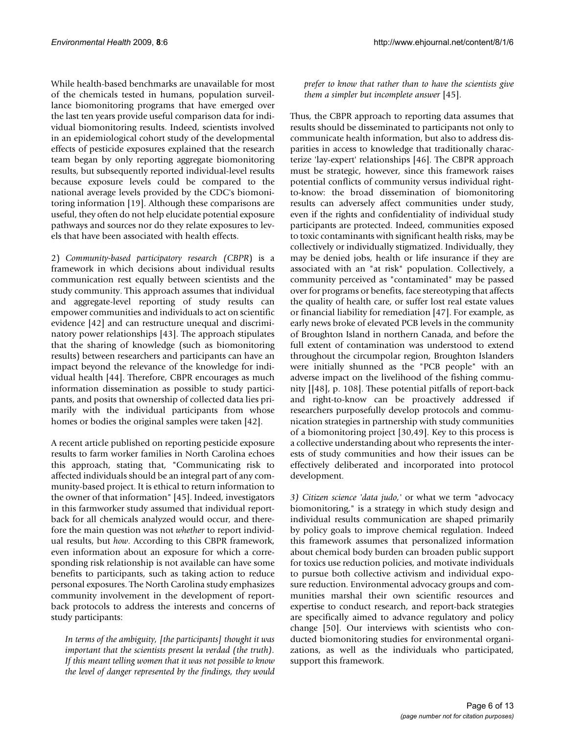While health-based benchmarks are unavailable for most of the chemicals tested in humans, population surveillance biomonitoring programs that have emerged over the last ten years provide useful comparison data for individual biomonitoring results. Indeed, scientists involved in an epidemiological cohort study of the developmental effects of pesticide exposures explained that the research team began by only reporting aggregate biomonitoring results, but subsequently reported individual-level results because exposure levels could be compared to the national average levels provided by the CDC's biomonitoring information [19]. Although these comparisons are useful, they often do not help elucidate potential exposure pathways and sources nor do they relate exposures to levels that have been associated with health effects.

2) *Community-based participatory research (CBPR*) is a framework in which decisions about individual results communication rest equally between scientists and the study community. This approach assumes that individual and aggregate-level reporting of study results can empower communities and individuals to act on scientific evidence [42] and can restructure unequal and discriminatory power relationships [43]. The approach stipulates that the sharing of knowledge (such as biomonitoring results) between researchers and participants can have an impact beyond the relevance of the knowledge for individual health [44]. Therefore, CBPR encourages as much information dissemination as possible to study participants, and posits that ownership of collected data lies primarily with the individual participants from whose homes or bodies the original samples were taken [42].

A recent article published on reporting pesticide exposure results to farm worker families in North Carolina echoes this approach, stating that, "Communicating risk to affected individuals should be an integral part of any community-based project. It is ethical to return information to the owner of that information" [45]. Indeed, investigators in this farmworker study assumed that individual report-back for all chemicals analyzed would occur, and therefore the main question was not *whether* to report individual results, but *how*. According to this CBPR framework, even information about an exposure for which a corresponding risk relationship is not available can have some benefits to participants, such as taking action to reduce personal exposures. The North Carolina study emphasizes community involvement in the development of report-back protocols to address the interests and concerns of study participants:

> *In terms of the ambiguity, [the participants] thought it was important that the scientists present la verdad (the truth). If this meant telling women that it was not possible to know the level of danger represented by the findings, they would prefer to know that rather than to have the scientists give them a simpler but incomplete answer* [45].

Thus, the CBPR approach to reporting data assumes that results should be disseminated to participants not only to communicate health information, but also to address disparities in access to knowledge that traditionally characterize 'lay-expert' relationships [46]. The CBPR approach must be strategic, however, since this framework raises potential conflicts of community versus individual right-to-know: the broad dissemination of biomonitoring results can adversely affect communities under study, even if the rights and confidentiality of individual study participants are protected. Indeed, communities exposed to toxic contaminants with significant health risks, may be collectively or individually stigmatized. Individually, they may be denied jobs, health or life insurance if they are associated with an "at risk" population. Collectively, a community perceived as "contaminated" may be passed over for programs or benefits, face stereotyping that affects the quality of health care, or suffer lost real estate values or financial liability for remediation [47]. For example, as early news broke of elevated PCB levels in the community of Broughton Island in northern Canada, and before the full extent of contamination was understood to extend throughout the circumpolar region, Broughton Islanders were initially shunned as the "PCB people" with an adverse impact on the livelihood of the fishing community [[48], p. 108]. These potential pitfalls of report-back and right-to-know can be proactively addressed if researchers purposefully develop protocols and communication strategies in partnership with study communities of a biomonitoring project [30,49]. Key to this process is a collective understanding about who represents the interests of study communities and how their issues can be effectively deliberated and incorporated into protocol development.

*3) Citizen science 'data judo,'* or what we term "advocacy biomonitoring," is a strategy in which study design and individual results communication are shaped primarily by policy goals to improve chemical regulation. Indeed this framework assumes that personalized information about chemical body burden can broaden public support for toxics use reduction policies, and motivate individuals to pursue both collective activism and individual exposure reduction. Environmental advocacy groups and communities marshal their own scientific resources and expertise to conduct research, and report-back strategies are specifically aimed to advance regulatory and policy change [50]. Our interviews with scientists who conducted biomonitoring studies for environmental organizations, as well as the individuals who participated, support this framework.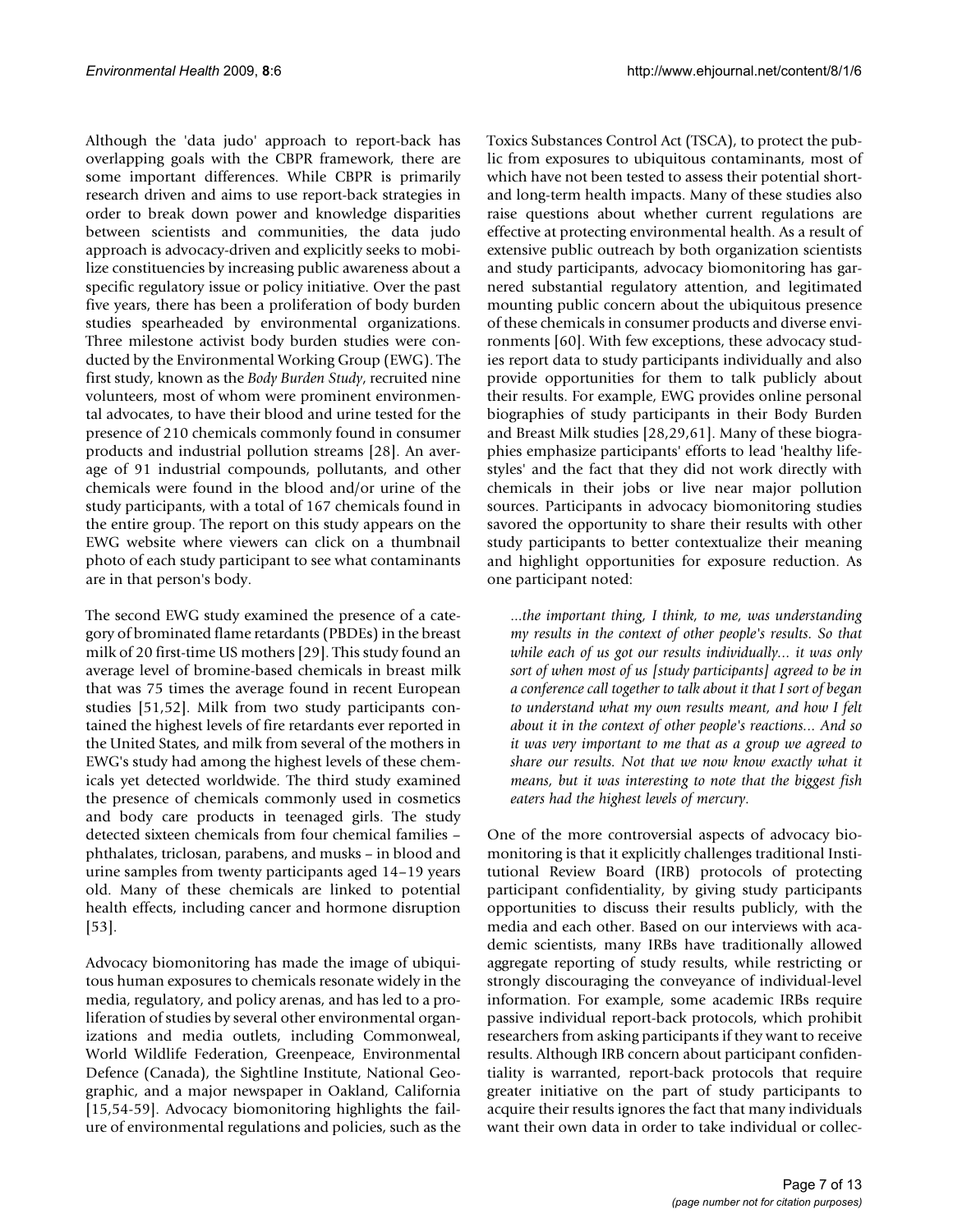Although the 'data judo' approach to report-back has overlapping goals with the CBPR framework, there are some important differences. While CBPR is primarily research driven and aims to use report-back strategies in order to break down power and knowledge disparities between scientists and communities, the data judo approach is advocacy-driven and explicitly seeks to mobilize constituencies by increasing public awareness about a specific regulatory issue or policy initiative. Over the past five years, there has been a proliferation of body burden studies spearheaded by environmental organizations. Three milestone activist body burden studies were conducted by the Environmental Working Group (EWG). The first study, known as the *Body Burden Study*, recruited nine volunteers, most of whom were prominent environmental advocates, to have their blood and urine tested for the presence of 210 chemicals commonly found in consumer products and industrial pollution streams [28]. An average of 91 industrial compounds, pollutants, and other chemicals were found in the blood and/or urine of the study participants, with a total of 167 chemicals found in the entire group. The report on this study appears on the EWG website where viewers can click on a thumbnail photo of each study participant to see what contaminants are in that person's body.

The second EWG study examined the presence of a category of brominated flame retardants (PBDEs) in the breast milk of 20 first-time US mothers [29]. This study found an average level of bromine-based chemicals in breast milk that was 75 times the average found in recent European studies [51,52]. Milk from two study participants contained the highest levels of fire retardants ever reported in the United States, and milk from several of the mothers in EWG's study had among the highest levels of these chemicals yet detected worldwide. The third study examined the presence of chemicals commonly used in cosmetics and body care products in teenaged girls. The study detected sixteen chemicals from four chemical families – phthalates, triclosan, parabens, and musks – in blood and urine samples from twenty participants aged 14–19 years old. Many of these chemicals are linked to potential health effects, including cancer and hormone disruption [53].

Advocacy biomonitoring has made the image of ubiquitous human exposures to chemicals resonate widely in the media, regulatory, and policy arenas, and has led to a proliferation of studies by several other environmental organizations and media outlets, including Commonweal, World Wildlife Federation, Greenpeace, Environmental Defence (Canada), the Sightline Institute, National Geographic, and a major newspaper in Oakland, California [15,54-59]. Advocacy biomonitoring highlights the failure of environmental regulations and policies, such as the Toxics Substances Control Act (TSCA), to protect the public from exposures to ubiquitous contaminants, most of which have not been tested to assess their potential short- and long-term health impacts. Many of these studies also raise questions about whether current regulations are effective at protecting environmental health. As a result of extensive public outreach by both organization scientists and study participants, advocacy biomonitoring has garnered substantial regulatory attention, and legitimated mounting public concern about the ubiquitous presence of these chemicals in consumer products and diverse environments [60]. With few exceptions, these advocacy studies report data to study participants individually and also provide opportunities for them to talk publicly about their results. For example, EWG provides online personal biographies of study participants in their Body Burden and Breast Milk studies [28,29,61]. Many of these biographies emphasize participants' efforts to lead 'healthy lifestyles' and the fact that they did not work directly with chemicals in their jobs or live near major pollution sources. Participants in advocacy biomonitoring studies savored the opportunity to share their results with other study participants to better contextualize their meaning and highlight opportunities for exposure reduction. As one participant noted:

> *...the important thing, I think, to me, was understanding my results in the context of other people's results. So that while each of us got our results individually... it was only sort of when most of us [study participants] agreed to be in a conference call together to talk about it that I sort of began to understand what my own results meant, and how I felt about it in the context of other people's reactions... And so it was very important to me that as a group we agreed to share our results. Not that we now know exactly what it means, but it was interesting to note that the biggest fish eaters had the highest levels of mercury.*

One of the more controversial aspects of advocacy biomonitoring is that it explicitly challenges traditional Institutional Review Board (IRB) protocols of protecting participant confidentiality, by giving study participants opportunities to discuss their results publicly, with the media and each other. Based on our interviews with academic scientists, many IRBs have traditionally allowed aggregate reporting of study results, while restricting or strongly discouraging the conveyance of individual-level information. For example, some academic IRBs require passive individual report-back protocols, which prohibit researchers from asking participants if they want to receive results. Although IRB concern about participant confidentiality is warranted, report-back protocols that require greater initiative on the part of study participants to acquire their results ignores the fact that many individuals want their own data in order to take individual or collec-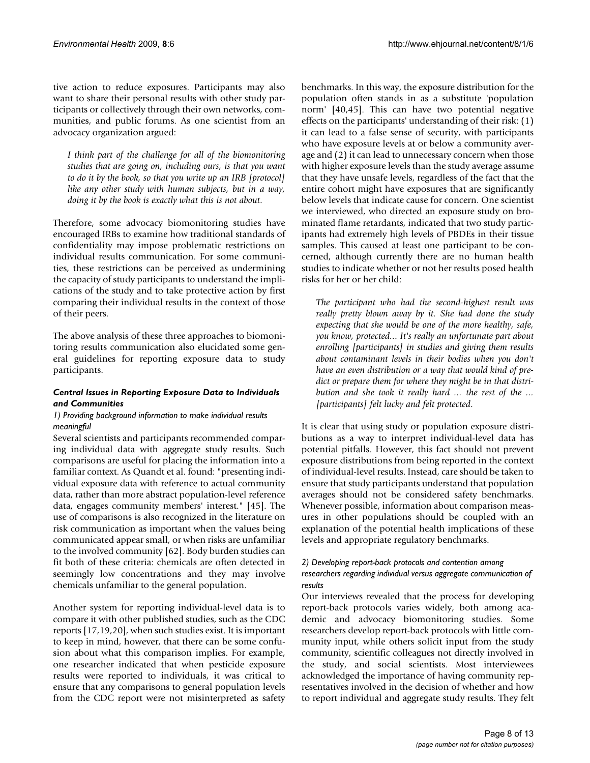tive action to reduce exposures. Participants may also want to share their personal results with other study participants or collectively through their own networks, communities, and public forums. As one scientist from an advocacy organization argued:

*I think part of the challenge for all of the biomonitoring studies that are going on, including ours, is that you want to do it by the book, so that you write up an IRB [protocol] like any other study with human subjects, but in a way, doing it by the book is exactly what this is not about.*

Therefore, some advocacy biomonitoring studies have encouraged IRBs to examine how traditional standards of confidentiality may impose problematic restrictions on individual results communication. For some communities, these restrictions can be perceived as undermining the capacity of study participants to understand the implications of the study and to take protective action by first comparing their individual results in the context of those of their peers.

The above analysis of these three approaches to biomonitoring results communication also elucidated some general guidelines for reporting exposure data to study participants.

### *Central Issues in Reporting Exposure Data to Individuals and Communities*

#### *1) Providing background information to make individual results meaningful*

Several scientists and participants recommended comparing individual data with aggregate study results. Such comparisons are useful for placing the information into a familiar context. As Quandt et al. found: "presenting individual exposure data with reference to actual community data, rather than more abstract population-level reference data, engages community members' interest." [45]. The use of comparisons is also recognized in the literature on risk communication as important when the values being communicated appear small, or when risks are unfamiliar to the involved community [62]. Body burden studies can fit both of these criteria: chemicals are often detected in seemingly low concentrations and they may involve chemicals unfamiliar to the general population.

Another system for reporting individual-level data is to compare it with other published studies, such as the CDC reports [17,19,20], when such studies exist. It is important to keep in mind, however, that there can be some confusion about what this comparison implies. For example, one researcher indicated that when pesticide exposure results were reported to individuals, it was critical to ensure that any comparisons to general population levels from the CDC report were not misinterpreted as safety benchmarks. In this way, the exposure distribution for the population often stands in as a substitute 'population norm' [40,45]. This can have two potential negative effects on the participants' understanding of their risk: (1) it can lead to a false sense of security, with participants who have exposure levels at or below a community average and (2) it can lead to unnecessary concern when those with higher exposure levels than the study average assume that they have unsafe levels, regardless of the fact that the entire cohort might have exposures that are significantly below levels that indicate cause for concern. One scientist we interviewed, who directed an exposure study on brominated flame retardants, indicated that two study participants had extremely high levels of PBDEs in their tissue samples. This caused at least one participant to be concerned, although currently there are no human health studies to indicate whether or not her results posed health risks for her or her child:

*The participant who had the second-highest result was really pretty blown away by it. She had done the study expecting that she would be one of the more healthy, safe, you know, protected... It's really an unfortunate part about enrolling [participants] in studies and giving them results about contaminant levels in their bodies when you don't have an even distribution or a way that would kind of predict or prepare them for where they might be in that distribution and she took it really hard ... the rest of the ... [participants] felt lucky and felt protected.*

It is clear that using study or population exposure distributions as a way to interpret individual-level data has potential pitfalls. However, this fact should not prevent exposure distributions from being reported in the context of individual-level results. Instead, care should be taken to ensure that study participants understand that population averages should not be considered safety benchmarks. Whenever possible, information about comparison measures in other populations should be coupled with an explanation of the potential health implications of these levels and appropriate regulatory benchmarks.

#### *2) Developing report-back protocols and contention among researchers regarding individual versus aggregate communication of results*

Our interviews revealed that the process for developing report-back protocols varies widely, both among academic and advocacy biomonitoring studies. Some researchers develop report-back protocols with little community input, while others solicit input from the study community, scientific colleagues not directly involved in the study, and social scientists. Most interviewees acknowledged the importance of having community representatives involved in the decision of whether and how to report individual and aggregate study results. They felt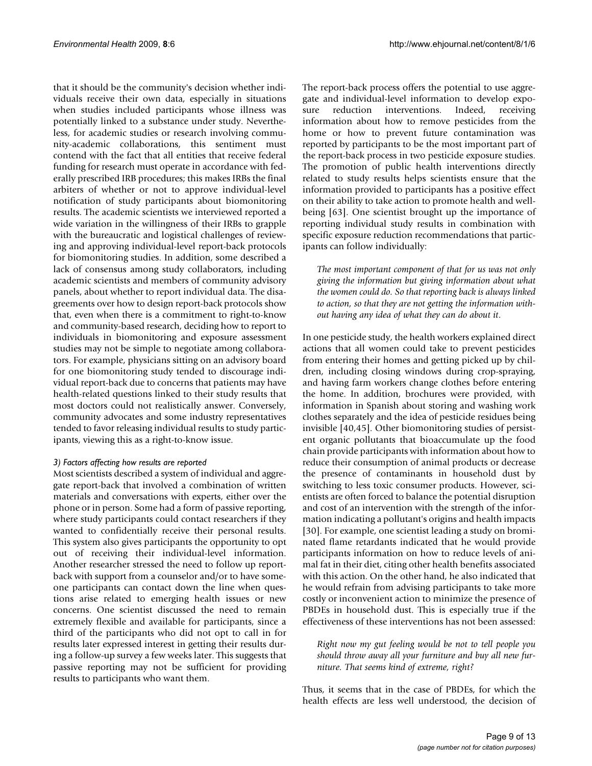that it should be the community's decision whether individuals receive their own data, especially in situations when studies included participants whose illness was potentially linked to a substance under study. Nevertheless, for academic studies or research involving community-academic collaborations, this sentiment must contend with the fact that all entities that receive federal funding for research must operate in accordance with federally prescribed IRB procedures; this makes IRBs the final arbiters of whether or not to approve individual-level notification of study participants about biomonitoring results. The academic scientists we interviewed reported a wide variation in the willingness of their IRBs to grapple with the bureaucratic and logistical challenges of reviewing and approving individual-level report-back protocols for biomonitoring studies. In addition, some described a lack of consensus among study collaborators, including academic scientists and members of community advisory panels, about whether to report individual data. The disagreements over how to design report-back protocols show that, even when there is a commitment to right-to-know and community-based research, deciding how to report to individuals in biomonitoring and exposure assessment studies may not be simple to negotiate among collaborators. For example, physicians sitting on an advisory board for one biomonitoring study tended to discourage individual report-back due to concerns that patients may have health-related questions linked to their study results that most doctors could not realistically answer. Conversely, community advocates and some industry representatives tended to favor releasing individual results to study participants, viewing this as a right-to-know issue.

#### *3) Factors affecting how results are reported*

Most scientists described a system of individual and aggregate report-back that involved a combination of written materials and conversations with experts, either over the phone or in person. Some had a form of passive reporting, where study participants could contact researchers if they wanted to confidentially receive their personal results. This system also gives participants the opportunity to opt out of receiving their individual-level information. Another researcher stressed the need to follow up report-back with support from a counselor and/or to have someone participants can contact down the line when questions arise related to emerging health issues or new concerns. One scientist discussed the need to remain extremely flexible and available for participants, since a third of the participants who did not opt to call in for results later expressed interest in getting their results during a follow-up survey a few weeks later. This suggests that passive reporting may not be sufficient for providing results to participants who want them.

The report-back process offers the potential to use aggregate and individual-level information to develop exposure reduction interventions. Indeed, receiving information about how to remove pesticides from the home or how to prevent future contamination was reported by participants to be the most important part of the report-back process in two pesticide exposure studies. The promotion of public health interventions directly related to study results helps scientists ensure that the information provided to participants has a positive effect on their ability to take action to promote health and well-being [63]. One scientist brought up the importance of reporting individual study results in combination with specific exposure reduction recommendations that participants can follow individually:

> *The most important component of that for us was not only giving the information but giving information about what the women could do. So that reporting back is always linked to action, so that they are not getting the information without having any idea of what they can do about it.*

In one pesticide study, the health workers explained direct actions that all women could take to prevent pesticides from entering their homes and getting picked up by children, including closing windows during crop-spraying, and having farm workers change clothes before entering the home. In addition, brochures were provided, with information in Spanish about storing and washing work clothes separately and the idea of pesticide residues being invisible [40,45]. Other biomonitoring studies of persistent organic pollutants that bioaccumulate up the food chain provide participants with information about how to reduce their consumption of animal products or decrease the presence of contaminants in household dust by switching to less toxic consumer products. However, scientists are often forced to balance the potential disruption and cost of an intervention with the strength of the information indicating a pollutant's origins and health impacts [30]. For example, one scientist leading a study on brominated flame retardants indicated that he would provide participants information on how to reduce levels of animal fat in their diet, citing other health benefits associated with this action. On the other hand, he also indicated that he would refrain from advising participants to take more costly or inconvenient action to minimize the presence of PBDEs in household dust. This is especially true if the effectiveness of these interventions has not been assessed:

> *Right now my gut feeling would be not to tell people you should throw away all your furniture and buy all new furniture. That seems kind of extreme, right?*

Thus, it seems that in the case of PBDEs, for which the health effects are less well understood, the decision of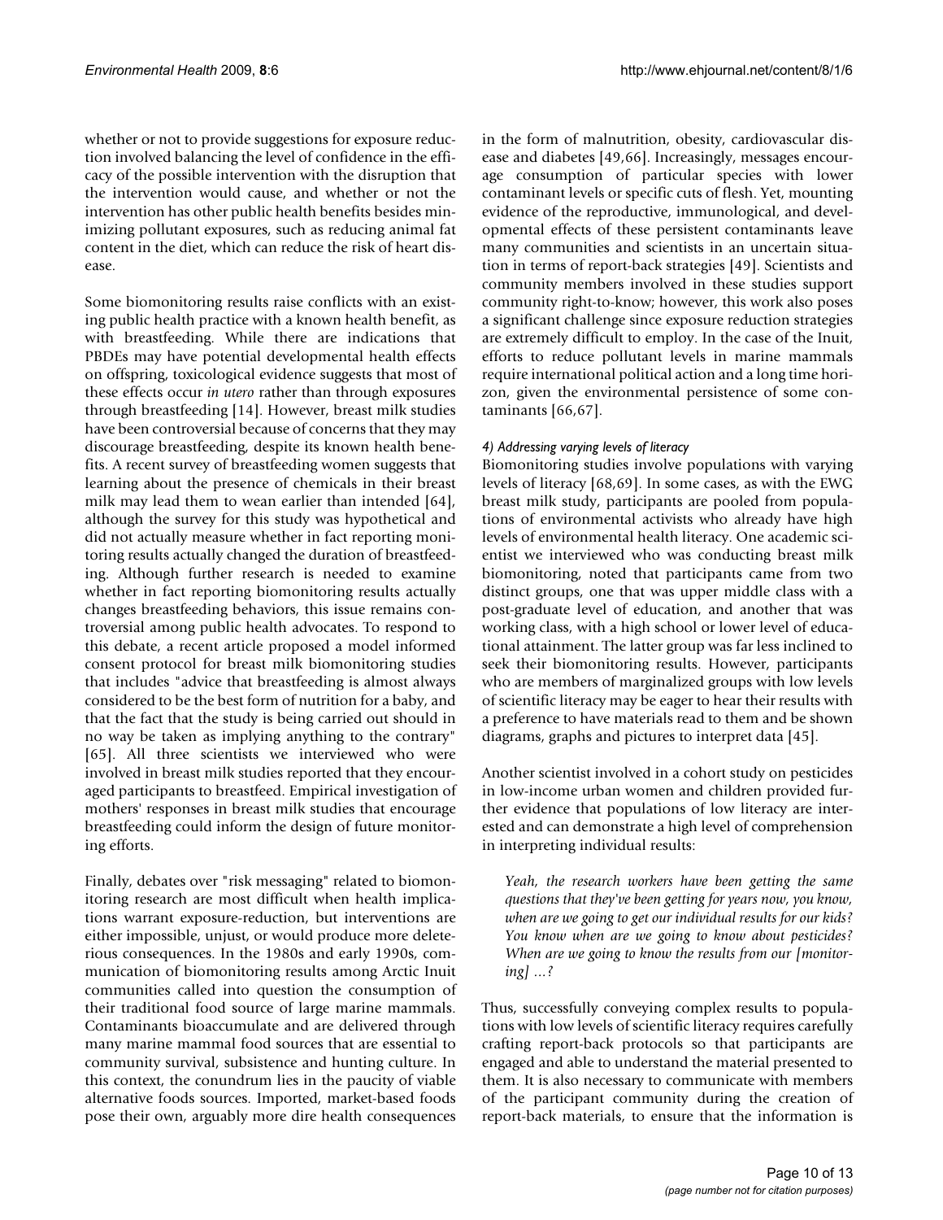whether or not to provide suggestions for exposure reduction involved balancing the level of confidence in the efficacy of the possible intervention with the disruption that the intervention would cause, and whether or not the intervention has other public health benefits besides minimizing pollutant exposures, such as reducing animal fat content in the diet, which can reduce the risk of heart disease.

Some biomonitoring results raise conflicts with an existing public health practice with a known health benefit, as with breastfeeding. While there are indications that PBDEs may have potential developmental health effects on offspring, toxicological evidence suggests that most of these effects occur *in utero* rather than through exposures through breastfeeding [14]. However, breast milk studies have been controversial because of concerns that they may discourage breastfeeding, despite its known health benefits. A recent survey of breastfeeding women suggests that learning about the presence of chemicals in their breast milk may lead them to wean earlier than intended [64], although the survey for this study was hypothetical and did not actually measure whether in fact reporting monitoring results actually changed the duration of breastfeeding. Although further research is needed to examine whether in fact reporting biomonitoring results actually changes breastfeeding behaviors, this issue remains controversial among public health advocates. To respond to this debate, a recent article proposed a model informed consent protocol for breast milk biomonitoring studies that includes "advice that breastfeeding is almost always considered to be the best form of nutrition for a baby, and that the fact that the study is being carried out should in no way be taken as implying anything to the contrary" [65]. All three scientists we interviewed who were involved in breast milk studies reported that they encouraged participants to breastfeed. Empirical investigation of mothers' responses in breast milk studies that encourage breastfeeding could inform the design of future monitoring efforts.

Finally, debates over "risk messaging" related to biomonitoring research are most difficult when health implications warrant exposure-reduction, but interventions are either impossible, unjust, or would produce more deleterious consequences. In the 1980s and early 1990s, communication of biomonitoring results among Arctic Inuit communities called into question the consumption of their traditional food source of large marine mammals. Contaminants bioaccumulate and are delivered through many marine mammal food sources that are essential to community survival, subsistence and hunting culture. In this context, the conundrum lies in the paucity of viable alternative foods sources. Imported, market-based foods pose their own, arguably more dire health consequences in the form of malnutrition, obesity, cardiovascular disease and diabetes [49,66]. Increasingly, messages encourage consumption of particular species with lower contaminant levels or specific cuts of flesh. Yet, mounting evidence of the reproductive, immunological, and developmental effects of these persistent contaminants leave many communities and scientists in an uncertain situation in terms of report-back strategies [49]. Scientists and community members involved in these studies support community right-to-know; however, this work also poses a significant challenge since exposure reduction strategies are extremely difficult to employ. In the case of the Inuit, efforts to reduce pollutant levels in marine mammals require international political action and a long time horizon, given the environmental persistence of some contaminants [66,67].

#### *4) Addressing varying levels of literacy*

Biomonitoring studies involve populations with varying levels of literacy [68,69]. In some cases, as with the EWG breast milk study, participants are pooled from populations of environmental activists who already have high levels of environmental health literacy. One academic scientist we interviewed who was conducting breast milk biomonitoring, noted that participants came from two distinct groups, one that was upper middle class with a post-graduate level of education, and another that was working class, with a high school or lower level of educational attainment. The latter group was far less inclined to seek their biomonitoring results. However, participants who are members of marginalized groups with low levels of scientific literacy may be eager to hear their results with a preference to have materials read to them and be shown diagrams, graphs and pictures to interpret data [45].

Another scientist involved in a cohort study on pesticides in low-income urban women and children provided further evidence that populations of low literacy are interested and can demonstrate a high level of comprehension in interpreting individual results:

> *Yeah, the research workers have been getting the same questions that they've been getting for years now, you know, when are we going to get our individual results for our kids? You know when are we going to know about pesticides? When are we going to know the results from our [monitoring] ...?*

Thus, successfully conveying complex results to populations with low levels of scientific literacy requires carefully crafting report-back protocols so that participants are engaged and able to understand the material presented to them. It is also necessary to communicate with members of the participant community during the creation of report-back materials, to ensure that the information is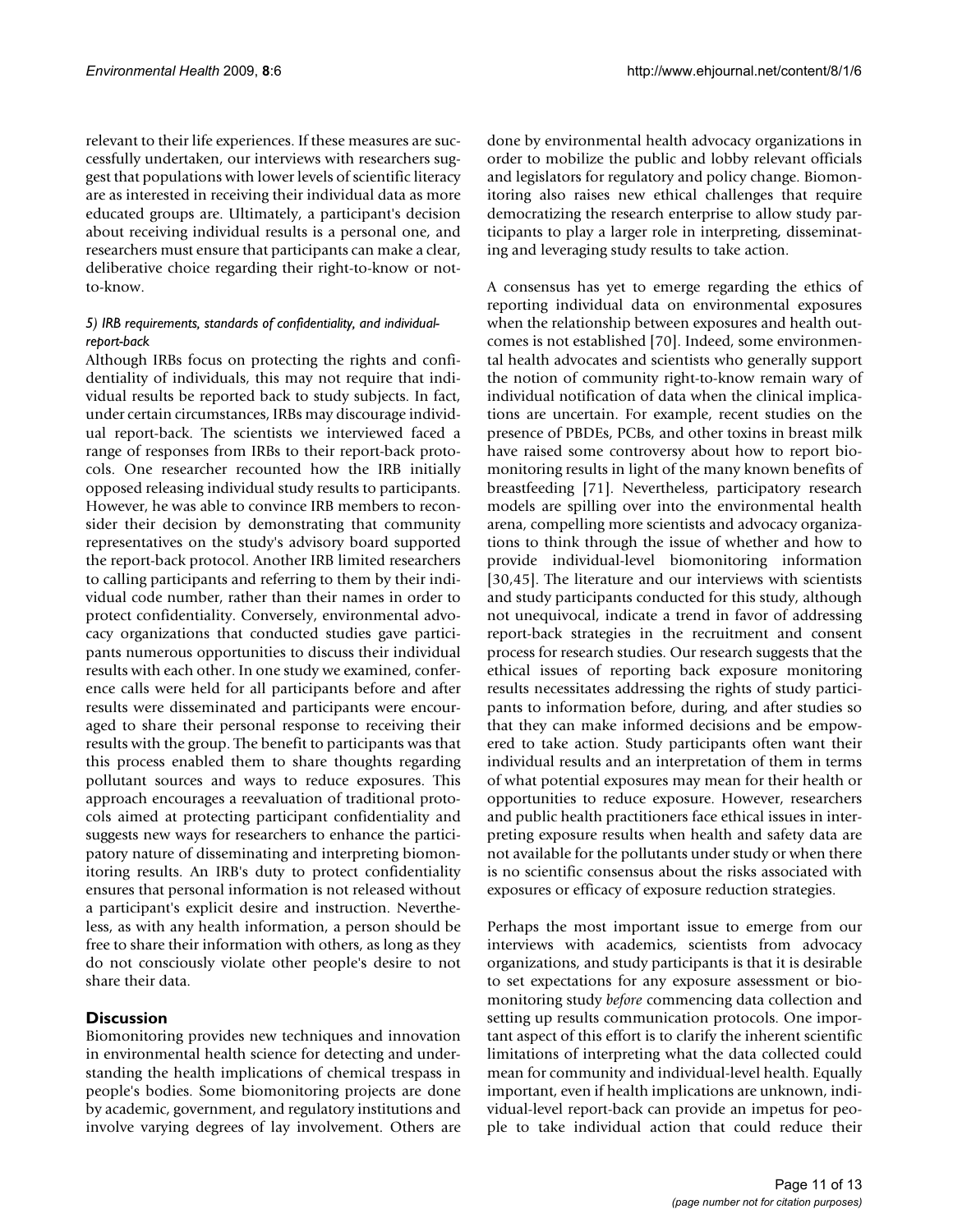relevant to their life experiences. If these measures are successfully undertaken, our interviews with researchers suggest that populations with lower levels of scientific literacy are as interested in receiving their individual data as more educated groups are. Ultimately, a participant's decision about receiving individual results is a personal one, and researchers must ensure that participants can make a clear, deliberative choice regarding their right-to-know or not-to-know.

#### *5) IRB requirements, standards of confidentiality, and individual-report-back*

Although IRBs focus on protecting the rights and confidentiality of individuals, this may not require that individual results be reported back to study subjects. In fact, under certain circumstances, IRBs may discourage individual report-back. The scientists we interviewed faced a range of responses from IRBs to their report-back protocols. One researcher recounted how the IRB initially opposed releasing individual study results to participants. However, he was able to convince IRB members to reconsider their decision by demonstrating that community representatives on the study's advisory board supported the report-back protocol. Another IRB limited researchers to calling participants and referring to them by their individual code number, rather than their names in order to protect confidentiality. Conversely, environmental advocacy organizations that conducted studies gave participants numerous opportunities to discuss their individual results with each other. In one study we examined, conference calls were held for all participants before and after results were disseminated and participants were encouraged to share their personal response to receiving their results with the group. The benefit to participants was that this process enabled them to share thoughts regarding pollutant sources and ways to reduce exposures. This approach encourages a reevaluation of traditional protocols aimed at protecting participant confidentiality and suggests new ways for researchers to enhance the participatory nature of disseminating and interpreting biomonitoring results. An IRB's duty to protect confidentiality ensures that personal information is not released without a participant's explicit desire and instruction. Nevertheless, as with any health information, a person should be free to share their information with others, as long as they do not consciously violate other people's desire to not share their data.

## Discussion

Biomonitoring provides new techniques and innovation in environmental health science for detecting and understanding the health implications of chemical trespass in people's bodies. Some biomonitoring projects are done by academic, government, and regulatory institutions and involve varying degrees of lay involvement. Others are done by environmental health advocacy organizations in order to mobilize the public and lobby relevant officials and legislators for regulatory and policy change. Biomonitoring also raises new ethical challenges that require democratizing the research enterprise to allow study participants to play a larger role in interpreting, disseminating and leveraging study results to take action.

A consensus has yet to emerge regarding the ethics of reporting individual data on environmental exposures when the relationship between exposures and health outcomes is not established [70]. Indeed, some environmental health advocates and scientists who generally support the notion of community right-to-know remain wary of individual notification of data when the clinical implications are uncertain. For example, recent studies on the presence of PBDEs, PCBs, and other toxins in breast milk have raised some controversy about how to report biomonitoring results in light of the many known benefits of breastfeeding [71]. Nevertheless, participatory research models are spilling over into the environmental health arena, compelling more scientists and advocacy organizations to think through the issue of whether and how to provide individual-level biomonitoring information [30,45]. The literature and our interviews with scientists and study participants conducted for this study, although not unequivocal, indicate a trend in favor of addressing report-back strategies in the recruitment and consent process for research studies. Our research suggests that the ethical issues of reporting back exposure monitoring results necessitates addressing the rights of study participants to information before, during, and after studies so that they can make informed decisions and be empowered to take action. Study participants often want their individual results and an interpretation of them in terms of what potential exposures may mean for their health or opportunities to reduce exposure. However, researchers and public health practitioners face ethical issues in interpreting exposure results when health and safety data are not available for the pollutants under study or when there is no scientific consensus about the risks associated with exposures or efficacy of exposure reduction strategies.

Perhaps the most important issue to emerge from our interviews with academics, scientists from advocacy organizations, and study participants is that it is desirable to set expectations for any exposure assessment or biomonitoring study *before* commencing data collection and setting up results communication protocols. One important aspect of this effort is to clarify the inherent scientific limitations of interpreting what the data collected could mean for community and individual-level health. Equally important, even if health implications are unknown, individual-level report-back can provide an impetus for people to take individual action that could reduce their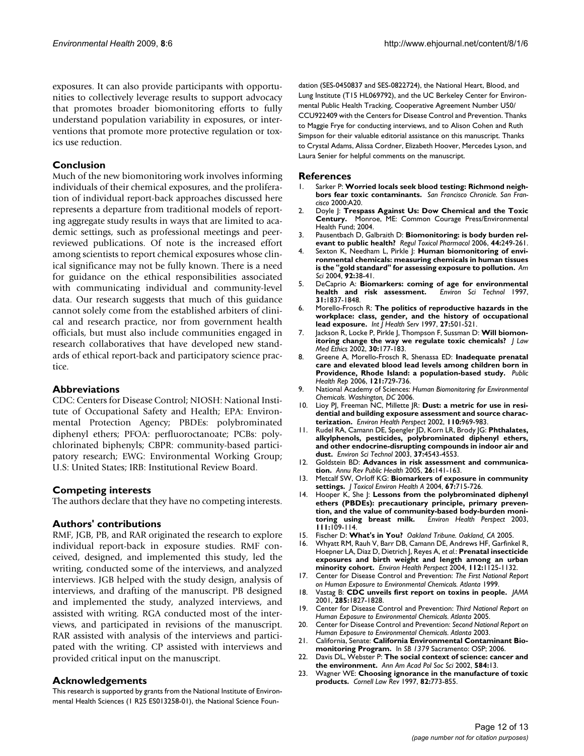exposures. It can also provide participants with opportunities to collectively leverage results to support advocacy that promotes broader biomonitoring efforts to fully understand population variability in exposures, or interventions that promote more protective regulation or toxics use reduction.

## Conclusion

Much of the new biomonitoring work involves informing individuals of their chemical exposures, and the proliferation of individual report-back approaches discussed here represents a departure from traditional models of reporting aggregate study results in ways that are limited to academic settings, such as professional meetings and peer-reviewed publications. Of note is the increased effort among scientists to report chemical exposures whose clinical significance may not be fully known. There is a need for guidance on the ethical responsibilities associated with communicating individual and community-level data. Our research suggests that much of this guidance cannot solely come from the established arbiters of clinical and research practice, nor from government health officials, but must also include communities engaged in research collaboratives that have developed new standards of ethical report-back and participatory science practice.

## Abbreviations

CDC: Centers for Disease Control; NIOSH: National Institute of Occupational Safety and Health; EPA: Environmental Protection Agency; PBDEs: polybrominated diphenyl ethers; PFOA: perfluorooctanoate; PCBs: polychlorinated biphenyls; CBPR: community-based participatory research; EWG: Environmental Working Group; U.S: United States; IRB: Institutional Review Board.

## Competing interests

The authors declare that they have no competing interests.

## Authors' contributions

RMF, JGB, PB, and RAR originated the research to explore individual report-back in exposure studies. RMF conceived, designed, and implemented this study, led the writing, conducted some of the interviews, and analyzed interviews. JGB helped with the study design, analysis of interviews, and drafting of the manuscript. PB designed and implemented the study, analyzed interviews, and assisted with writing. RGA conducted most of the interviews, and participated in revisions of the manuscript. RAR assisted with analysis of the interviews and participated with the writing. CP assisted with interviews and provided critical input on the manuscript.

## Acknowledgements

This research is supported by grants from the National Institute of Environmental Health Sciences (1 R25 ES013258-01), the National Science Foundation (SES-0450837 and SES-0822724), the National Heart, Blood, and Lung Institute (T15 HL069792), and the UC Berkeley Center for Environmental Public Health Tracking, Cooperative Agreement Number U50/CCU922409 with the Centers for Disease Control and Prevention. Thanks to Maggie Frye for conducting interviews, and to Alison Cohen and Ruth Simpson for their valuable editorial assistance on this manuscript. Thanks to Crystal Adams, Alissa Cordner, Elizabeth Hoover, Mercedes Lyson, and Laura Senier for helpful comments on the manuscript.

## References

1. Sarker P: **Worried locals seek blood testing: Richmond neighbors fear toxic contaminants.** *San Francisco Chronicle. San Francisco* 2000:A20.
2. Doyle J: **Trespass Against Us: Dow Chemical and the Toxic Century.** Monroe, ME: Common Courage Press/Environmental Health Fund; 2004.
3. Pausentbach D, Galbraith D: **Biomonitoring: is body burden relevant to public health?** *Regul Toxicol Pharmacol* 2006, **44:**249-261.
4. Sexton K, Needham L, Pirkle J: **Human biomonitoring of environmental chemicals: measuring chemicals in human tissues is the "gold standard" for assessing exposure to pollution.** *Am Sci* 2004, **92:**38-41.
5. DeCaprio A: **Biomarkers: coming of age for environmental health and risk assessment.** *Environ Sci Technol* 1997, **31:**1837-1848.
6. Morello-Frosch R: **The politics of reproductive hazards in the workplace: class, gender, and the history of occupational lead exposure.** *Int J Health Serv* 1997, **27:**501-521.
7. Jackson R, Locke P, Pirkle J, Thompson F, Sussman D: **Will biomonitoring change the way we regulate toxic chemicals?** *J Law Med Ethics* 2002, **30:**177-183.
8. Greene A, Morello-Frosch R, Shenassa ED: **Inadequate prenatal care and elevated blood lead levels among children born in Providence, Rhode Island: a population-based study.** *Public Health Rep* 2006, **121:**729-736.
9. National Academy of Sciences: *Human Biomonitoring for Environmental Chemicals. Washington, DC* 2006.
10. Lioy PJ, Freeman NC, Millette JR: **Dust: a metric for use in residential and building exposure assessment and source characterization.** *Environ Health Perspect* 2002, **110:**969-983.
11. Rudel RA, Camann DE, Spengler JD, Korn LR, Brody JG: **Phthalates, alkylphenols, pesticides, polybrominated diphenyl ethers, and other endocrine-disrupting compounds in indoor air and dust.** *Environ Sci Technol* 2003, **37:**4543-4553.
12. Goldstein BD: **Advances in risk assessment and communication.** *Annu Rev Public Health* 2005, **26:**141-163.
13. Metcalf SW, Orloff KG: **Biomarkers of exposure in community settings.** *J Toxicol Environ Health A* 2004, **67:**715-726.
14. Hooper K, She J: **Lessons from the polybrominated diphenyl ethers (PBDEs): precautionary principle, primary prevention, and the value of community-based body-burden monitoring using breast milk.** *Environ Health Perspect* 2003, **111:**109-114.
15. Fischer D: **What's in You?** *Oakland Tribune. Oakland, CA* 2005.
16. Whyatt RM, Rauh V, Barr DB, Camann DE, Andrews HF, Garfinkel R, Hoepner LA, Diaz D, Dietrich J, Reyes A, *et al.*: **Prenatal insecticide exposures and birth weight and length among an urban minority cohort.** *Environ Health Perspect* 2004, **112:**1125-1132.
17. Center for Disease Control and Prevention: *The First National Report on Human Exposure to Environmental Chemicals. Atlanta* 1999.
18. Vastag B: **CDC unveils first report on toxins in people.** *JAMA* 2001, **285:**1827-1828.
19. Center for Disease Control and Prevention: *Third National Report on Human Exposure to Environmental Chemicals. Atlanta* 2005.
20. Center for Disease Control and Prevention: *Second National Report on Human Exposure to Environmental Chemicals. Atlanta* 2003.
21. California, Senate: **California Environmental Contaminant Biomonitoring Program.** In *SB 1379* Sacramento: OSP; 2006.
22. Davis DL, Webster P: **The social context of science: cancer and the environment.** *Ann Am Acad Pol Soc Sci* 2002, **584:**13.
23. Wagner WE: **Choosing ignorance in the manufacture of toxic products.** *Cornell Law Rev* 1997, **82:**773-855.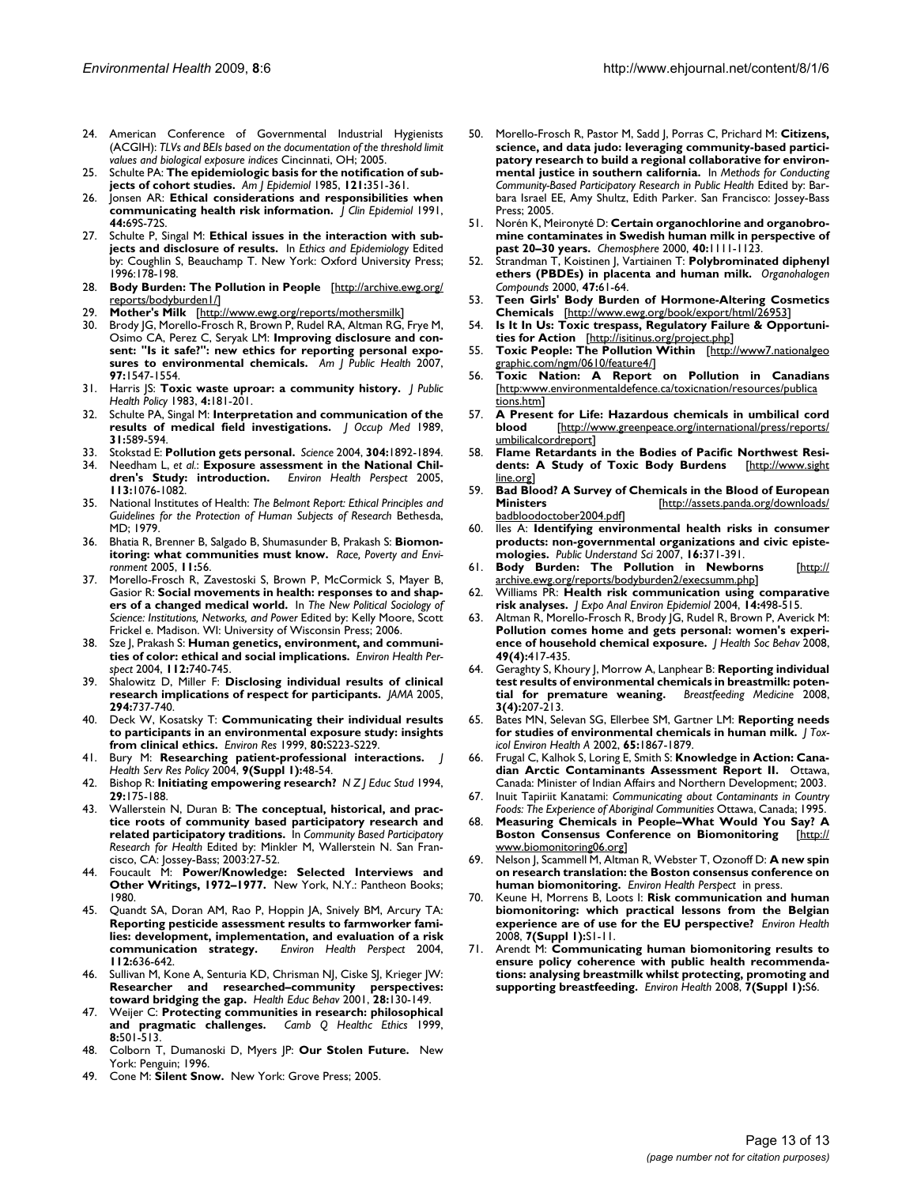24. American Conference of Governmental Industrial Hygienists (ACGIH): *TLVs and BEIs based on the documentation of the threshold limit values and biological exposure indices* Cincinnati, OH; 2005.
25. Schulte PA: **The epidemiologic basis for the notification of subjects of cohort studies.** *Am J Epidemiol* 1985, **121:**351-361.
26. Jonsen AR: **Ethical considerations and responsibilities when communicating health risk information.** *J Clin Epidemiol* 1991, **44:**69S-72S.
27. Schulte P, Singal M: **Ethical issues in the interaction with subjects and disclosure of results.** In *Ethics and Epidemiology* Edited by: Coughlin S, Beauchamp T. New York: Oxford University Press; 1996:178-198.
28. **Body Burden: The Pollution in People** [http://archive.ewg.org/reports/bodyburden1/]
29. **Mother's Milk** [http://www.ewg.org/reports/mothersmilk]
30. Brody JG, Morello-Frosch R, Brown P, Rudel RA, Altman RG, Frye M, Osimo CA, Perez C, Seryak LM: **Improving disclosure and consent: "Is it safe?": new ethics for reporting personal exposures to environmental chemicals.** *Am J Public Health* 2007, **97:**1547-1554.
31. Harris JS: **Toxic waste uproar: a community history.** *J Public Health Policy* 1983, **4:**181-201.
32. Schulte PA, Singal M: **Interpretation and communication of the results of medical field investigations.** *J Occup Med* 1989, **31:**589-594.
33. Stokstad E: **Pollution gets personal.** *Science* 2004, **304:**1892-1894.
34. Needham L, *et al.*: **Exposure assessment in the National Children's Study: introduction.** *Environ Health Perspect* 2005, **113:**1076-1082.
35. National Institutes of Health: *The Belmont Report: Ethical Principles and Guidelines for the Protection of Human Subjects of Research* Bethesda, MD; 1979.
36. Bhatia R, Brenner B, Salgado B, Shumasunder B, Prakash S: **Biomonitoring: what communities must know.** *Race, Poverty and Environment* 2005, **11:**56.
37. Morello-Frosch R, Zavestoski S, Brown P, McCormick S, Mayer B, Gasior R: **Social movements in health: responses to and shapers of a changed medical world.** In *The New Political Sociology of Science: Institutions, Networks, and Power* Edited by: Kelly Moore, Scott Frickel e. Madison. WI: University of Wisconsin Press; 2006.
38. Sze J, Prakash S: **Human genetics, environment, and communities of color: ethical and social implications.** *Environ Health Perspect* 2004, **112:**740-745.
39. Shalowitz D, Miller F: **Disclosing individual results of clinical research implications of respect for participants.** *JAMA* 2005, **294:**737-740.
40. Deck W, Kosatsky T: **Communicating their individual results to participants in an environmental exposure study: insights from clinical ethics.** *Environ Res* 1999, **80:**S223-S229.
41. Bury M: **Researching patient-professional interactions.** *J Health Serv Res Policy* 2004, **9(Suppl 1):**48-54.
42. Bishop R: **Initiating empowering research?** *N Z J Educ Stud* 1994, **29:**175-188.
43. Wallerstein N, Duran B: **The conceptual, historical, and practice roots of community based participatory research and related participatory traditions.** In *Community Based Participatory Research for Health* Edited by: Minkler M, Wallerstein N. San Francisco, CA: Jossey-Bass; 2003:27-52.
44. Foucault M: **Power/Knowledge: Selected Interviews and Other Writings, 1972–1977.** New York, N.Y.: Pantheon Books; 1980.
45. Quandt SA, Doran AM, Rao P, Hoppin JA, Snively BM, Arcury TA: **Reporting pesticide assessment results to farmworker families: development, implementation, and evaluation of a risk communication strategy.** *Environ Health Perspect* 2004, **112:**636-642.
46. Sullivan M, Kone A, Senturia KD, Chrisman NJ, Ciske SJ, Krieger JW: **Researcher and researched–community perspectives: toward bridging the gap.** *Health Educ Behav* 2001, **28:**130-149.
47. Weijer C: **Protecting communities in research: philosophical and pragmatic challenges.** *Camb Q Healthc Ethics* 1999, **8:**501-513.
48. Colborn T, Dumanoski D, Myers JP: **Our Stolen Future.** New York: Penguin; 1996.
49. Cone M: **Silent Snow.** New York: Grove Press; 2005.
50. Morello-Frosch R, Pastor M, Sadd J, Porras C, Prichard M: **Citizens, science, and data judo: leveraging community-based participatory research to build a regional collaborative for environmental justice in southern california.** In *Methods for Conducting Community-Based Participatory Research in Public Health* Edited by: Barbara Israel EE, Amy Shultz, Edith Parker. San Francisco: Jossey-Bass Press; 2005.
51. Norén K, Meironyté D: **Certain organochlorine and organobromine contaminates in Swedish human milk in perspective of past 20–30 years.** *Chemosphere* 2000, **40:**1111-1123.
52. Strandman T, Koistinen J, Vartiainen T: **Polybrominated diphenyl ethers (PBDEs) in placenta and human milk.** *Organohalogen Compounds* 2000, **47:**61-64.
53. **Teen Girls' Body Burden of Hormone-Altering Cosmetics Chemicals** [http://www.ewg.org/book/export/html/26953]
54. **Is It In Us: Toxic trespass, Regulatory Failure & Opportunities for Action** [http://isitinus.org/project.php]
55. **Toxic People: The Pollution Within** [http://www7.nationalgeographic.com/ngm/0610/feature4/]
56. **Toxic Nation: A Report on Pollution in Canadians** [http:www.environmentaldefence.ca/toxicnation/resources/publications.htm]
57. **A Present for Life: Hazardous chemicals in umbilical cord blood** [http://www.greenpeace.org/international/press/reports/umbilicalcordreport]
58. **Flame Retardants in the Bodies of Pacific Northwest Residents: A Study of Toxic Body Burdens** [http://www.sightline.org]
59. **Bad Blood? A Survey of Chemicals in the Blood of European Ministers** [http://assets.panda.org/downloads/badbloodoctober2004.pdf]
60. Iles A: **Identifying environmental health risks in consumer products: non-governmental organizations and civic epistemologies.** *Public Understand Sci* 2007, **16:**371-391.
61. **Body Burden: The Pollution in Newborns** [http://archive.ewg.org/reports/bodyburden2/execsumm.php]
62. Williams PR: **Health risk communication using comparative risk analyses.** *J Expo Anal Environ Epidemiol* 2004, **14:**498-515.
63. Altman R, Morello-Frosch R, Brody JG, Rudel R, Brown P, Averick M: **Pollution comes home and gets personal: women's experience of household chemical exposure.** *J Health Soc Behav* 2008, **49(4):**417-435.
64. Geraghty S, Khoury J, Morrow A, Lanphear B: **Reporting individual test results of environmental chemicals in breastmilk: potential for premature weaning.** *Breastfeeding Medicine* 2008, **3(4):**207-213.
65. Bates MN, Selevan SG, Ellerbee SM, Gartner LM: **Reporting needs for studies of environmental chemicals in human milk.** *J Toxicol Environ Health A* 2002, **65:**1867-1879.
66. Frugal C, Kalhok S, Loring E, Smith S: **Knowledge in Action: Canadian Arctic Contaminants Assessment Report II.** Ottawa, Canada: Minister of Indian Affairs and Northern Development; 2003.
67. Inuit Tapiriit Kanatami: *Communicating about Contaminants in Country Foods: The Experience of Aboriginal Communities* Ottawa, Canada; 1995.
68. **Measuring Chemicals in People–What Would You Say? A Boston Consensus Conference on Biomonitoring** [http://www.biomonitoring06.org]
69. Nelson J, Scammell M, Altman R, Webster T, Ozonoff D: **A new spin on research translation: the Boston consensus conference on human biomonitoring.** *Environ Health Perspect* in press.
70. Keune H, Morrens B, Loots I: **Risk communication and human biomonitoring: which practical lessons from the Belgian experience are of use for the EU perspective?** *Environ Health* 2008, **7(Suppl 1):**S1-11.
71. Arendt M: **Communicating human biomonitoring results to ensure policy coherence with public health recommendations: analysing breastmilk whilst protecting, promoting and supporting breastfeeding.** *Environ Health* 2008, **7(Suppl 1):**S6.